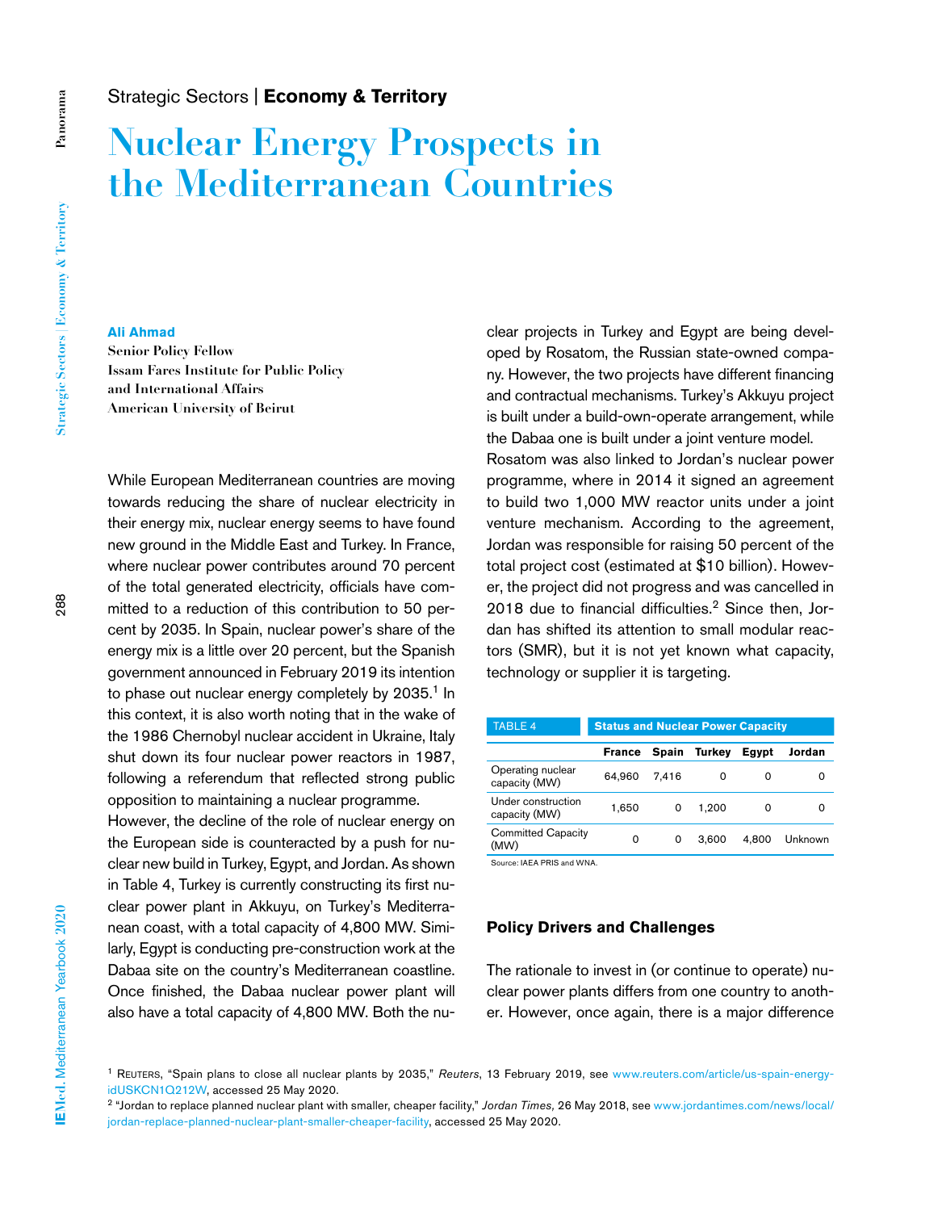Strategic Sectors | **Economy & Territory**

# Nuclear Energy Prospects in the Mediterranean Countries

**Ali Ahmad**
Senior Policy Fellow
Issam Fares Institute for Public Policy and International Affairs
American University of Beirut

While European Mediterranean countries are moving towards reducing the share of nuclear electricity in their energy mix, nuclear energy seems to have found new ground in the Middle East and Turkey. In France, where nuclear power contributes around 70 percent of the total generated electricity, officials have committed to a reduction of this contribution to 50 percent by 2035. In Spain, nuclear power's share of the energy mix is a little over 20 percent, but the Spanish government announced in February 2019 its intention to phase out nuclear energy completely by 2035.[1] In this context, it is also worth noting that in the wake of the 1986 Chernobyl nuclear accident in Ukraine, Italy shut down its four nuclear power reactors in 1987, following a referendum that reflected strong public opposition to maintaining a nuclear programme.

However, the decline of the role of nuclear energy on the European side is counteracted by a push for nuclear new build in Turkey, Egypt, and Jordan. As shown in Table 4, Turkey is currently constructing its first nuclear power plant in Akkuyu, on Turkey's Mediterranean coast, with a total capacity of 4,800 MW. Similarly, Egypt is conducting pre-construction work at the Dabaa site on the country's Mediterranean coastline. Once finished, the Dabaa nuclear power plant will also have a total capacity of 4,800 MW. Both the nuclear projects in Turkey and Egypt are being developed by Rosatom, the Russian state-owned company. However, the two projects have different financing and contractual mechanisms. Turkey's Akkuyu project is built under a build-own-operate arrangement, while the Dabaa one is built under a joint venture model.

Rosatom was also linked to Jordan's nuclear power programme, where in 2014 it signed an agreement to build two 1,000 MW reactor units under a joint venture mechanism. According to the agreement, Jordan was responsible for raising 50 percent of the total project cost (estimated at $10 billion). However, the project did not progress and was cancelled in 2018 due to financial difficulties.[2] Since then, Jordan has shifted its attention to small modular reactors (SMR), but it is not yet known what capacity, technology or supplier it is targeting.

TABLE 4 Status and Nuclear Power Capacity

| | France | Spain | Turkey | Egypt | Jordan |
|---|---|---|---|---|---|
| Operating nuclear capacity (MW) | 64,960 | 7,416 | 0 | 0 | 0 |
| Under construction capacity (MW) | 1,650 | 0 | 1,200 | 0 | 0 |
| Committed Capacity (MW) | 0 | 0 | 3,600 | 4,800 | Unknown |

Source: IAEA PRIS and WNA.

## Policy Drivers and Challenges

The rationale to invest in (or continue to operate) nuclear power plants differs from one country to another. However, once again, there is a major difference

[1] Reuters, "Spain plans to close all nuclear plants by 2035," *Reuters*, 13 February 2019, see www.reuters.com/article/us-spain-energy-idUSKCN1Q212W, accessed 25 May 2020.

[2] "Jordan to replace planned nuclear plant with smaller, cheaper facility," *Jordan Times,* 26 May 2018, see www.jordantimes.com/news/local/jordan-replace-planned-nuclear-plant-smaller-cheaper-facility, accessed 25 May 2020.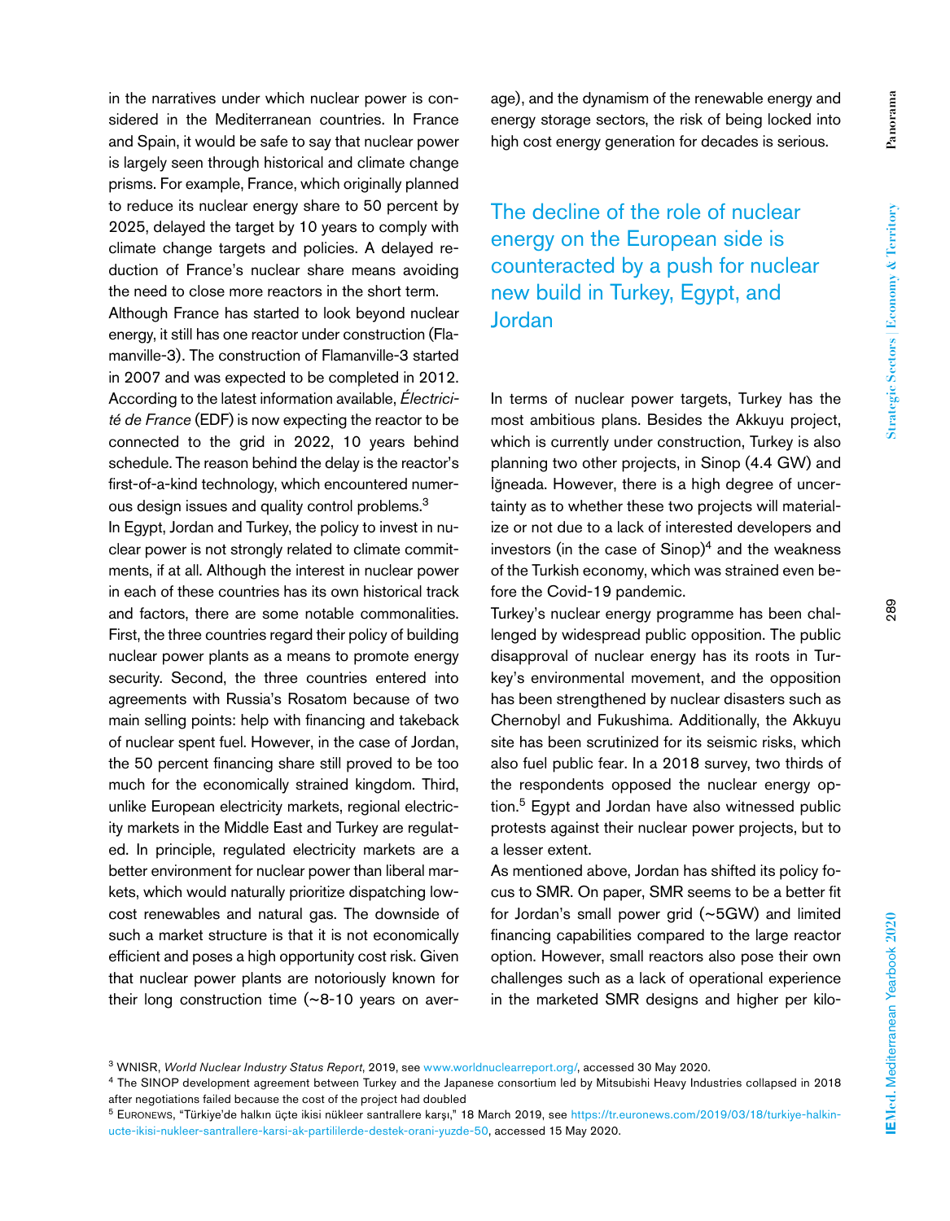in the narratives under which nuclear power is considered in the Mediterranean countries. In France and Spain, it would be safe to say that nuclear power is largely seen through historical and climate change prisms. For example, France, which originally planned to reduce its nuclear energy share to 50 percent by 2025, delayed the target by 10 years to comply with climate change targets and policies. A delayed reduction of France's nuclear share means avoiding the need to close more reactors in the short term.

Although France has started to look beyond nuclear energy, it still has one reactor under construction (Flamanville-3). The construction of Flamanville-3 started in 2007 and was expected to be completed in 2012. According to the latest information available, *Électricité de France* (EDF) is now expecting the reactor to be connected to the grid in 2022, 10 years behind schedule. The reason behind the delay is the reactor's first-of-a-kind technology, which encountered numerous design issues and quality control problems.[3]

In Egypt, Jordan and Turkey, the policy to invest in nuclear power is not strongly related to climate commitments, if at all. Although the interest in nuclear power in each of these countries has its own historical track and factors, there are some notable commonalities. First, the three countries regard their policy of building nuclear power plants as a means to promote energy security. Second, the three countries entered into agreements with Russia's Rosatom because of two main selling points: help with financing and takeback of nuclear spent fuel. However, in the case of Jordan, the 50 percent financing share still proved to be too much for the economically strained kingdom. Third, unlike European electricity markets, regional electricity markets in the Middle East and Turkey are regulated. In principle, regulated electricity markets are a better environment for nuclear power than liberal markets, which would naturally prioritize dispatching low-cost renewables and natural gas. The downside of such a market structure is that it is not economically efficient and poses a high opportunity cost risk. Given that nuclear power plants are notoriously known for their long construction time (~8-10 years on average), and the dynamism of the renewable energy and energy storage sectors, the risk of being locked into high cost energy generation for decades is serious.

> The decline of the role of nuclear energy on the European side is counteracted by a push for nuclear new build in Turkey, Egypt, and Jordan

In terms of nuclear power targets, Turkey has the most ambitious plans. Besides the Akkuyu project, which is currently under construction, Turkey is also planning two other projects, in Sinop (4.4 GW) and İğneada. However, there is a high degree of uncertainty as to whether these two projects will materialize or not due to a lack of interested developers and investors (in the case of Sinop)[4] and the weakness of the Turkish economy, which was strained even before the Covid-19 pandemic.

Turkey's nuclear energy programme has been challenged by widespread public opposition. The public disapproval of nuclear energy has its roots in Turkey's environmental movement, and the opposition has been strengthened by nuclear disasters such as Chernobyl and Fukushima. Additionally, the Akkuyu site has been scrutinized for its seismic risks, which also fuel public fear. In a 2018 survey, two thirds of the respondents opposed the nuclear energy option.[5] Egypt and Jordan have also witnessed public protests against their nuclear power projects, but to a lesser extent.

As mentioned above, Jordan has shifted its policy focus to SMR. On paper, SMR seems to be a better fit for Jordan's small power grid (~5GW) and limited financing capabilities compared to the large reactor option. However, small reactors also pose their own challenges such as a lack of operational experience in the marketed SMR designs and higher per kilo-

---

[3] WNISR, *World Nuclear Industry Status Report*, 2019, see www.worldnuclearreport.org/, accessed 30 May 2020.

[4] The SINOP development agreement between Turkey and the Japanese consortium led by Mitsubishi Heavy Industries collapsed in 2018 after negotiations failed because the cost of the project had doubled

[5] Euronews, "Türkiye'de halkın üçte ikisi nükleer santrallere karşı," 18 March 2019, see https://tr.euronews.com/2019/03/18/turkiye-halkin-ucte-ikisi-nukleer-santrallere-karsi-ak-partililerde-destek-orani-yuzde-50, accessed 15 May 2020.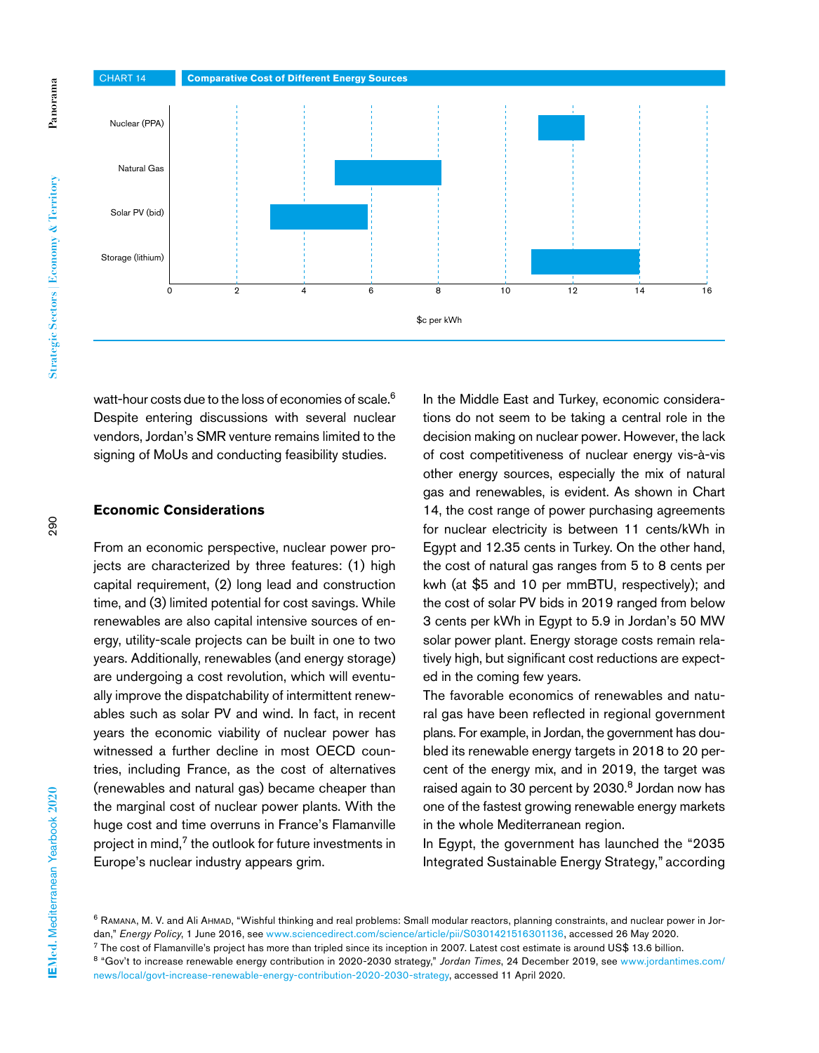CHART 14 Comparative Cost of Different Energy Sources

| Energy source | Cost range ($c per kWh) |
| --- | --- |
| Nuclear (PPA) | ~11 – 12.35 |
| Natural Gas | ~5 – 8 |
| Solar PV (bid) | ~3 – 5.9 |
| Storage (lithium) | ~10.8 – 14 |

$c per kWh

watt-hour costs due to the loss of economies of scale.[6] Despite entering discussions with several nuclear vendors, Jordan's SMR venture remains limited to the signing of MoUs and conducting feasibility studies.

## Economic Considerations

From an economic perspective, nuclear power projects are characterized by three features: (1) high capital requirement, (2) long lead and construction time, and (3) limited potential for cost savings. While renewables are also capital intensive sources of energy, utility-scale projects can be built in one to two years. Additionally, renewables (and energy storage) are undergoing a cost revolution, which will eventually improve the dispatchability of intermittent renewables such as solar PV and wind. In fact, in recent years the economic viability of nuclear power has witnessed a further decline in most OECD countries, including France, as the cost of alternatives (renewables and natural gas) became cheaper than the marginal cost of nuclear power plants. With the huge cost and time overruns in France's Flamanville project in mind,[7] the outlook for future investments in Europe's nuclear industry appears grim.

In the Middle East and Turkey, economic considerations do not seem to be taking a central role in the decision making on nuclear power. However, the lack of cost competitiveness of nuclear energy vis-à-vis other energy sources, especially the mix of natural gas and renewables, is evident. As shown in Chart 14, the cost range of power purchasing agreements for nuclear electricity is between 11 cents/kWh in Egypt and 12.35 cents in Turkey. On the other hand, the cost of natural gas ranges from 5 to 8 cents per kwh (at $5 and 10 per mmBTU, respectively); and the cost of solar PV bids in 2019 ranged from below 3 cents per kWh in Egypt to 5.9 in Jordan's 50 MW solar power plant. Energy storage costs remain relatively high, but significant cost reductions are expected in the coming few years.

The favorable economics of renewables and natural gas have been reflected in regional government plans. For example, in Jordan, the government has doubled its renewable energy targets in 2018 to 20 percent of the energy mix, and in 2019, the target was raised again to 30 percent by 2030.[8] Jordan now has one of the fastest growing renewable energy markets in the whole Mediterranean region.

In Egypt, the government has launched the "2035 Integrated Sustainable Energy Strategy," according

---

[6] Ramana, M. V. and Ali Ahmad, "Wishful thinking and real problems: Small modular reactors, planning constraints, and nuclear power in Jordan," *Energy Policy*, 1 June 2016, see www.sciencedirect.com/science/article/pii/S0301421516301136, accessed 26 May 2020.

[7] The cost of Flamanville's project has more than tripled since its inception in 2007. Latest cost estimate is around US$ 13.6 billion.

[8] "Gov't to increase renewable energy contribution in 2020-2030 strategy," *Jordan Times*, 24 December 2019, see www.jordantimes.com/news/local/govt-increase-renewable-energy-contribution-2020-2030-strategy, accessed 11 April 2020.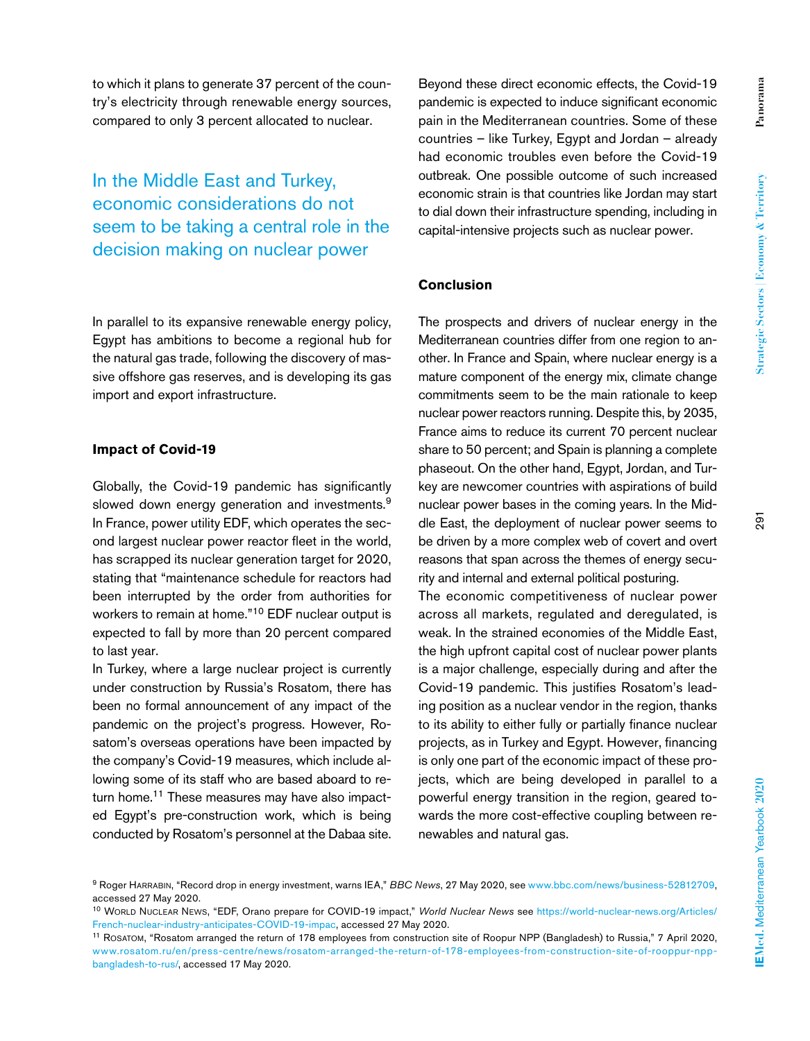to which it plans to generate 37 percent of the country's electricity through renewable energy sources, compared to only 3 percent allocated to nuclear.

In the Middle East and Turkey, economic considerations do not seem to be taking a central role in the decision making on nuclear power

In parallel to its expansive renewable energy policy, Egypt has ambitions to become a regional hub for the natural gas trade, following the discovery of massive offshore gas reserves, and is developing its gas import and export infrastructure.

**Impact of Covid-19**

Globally, the Covid-19 pandemic has significantly slowed down energy generation and investments.[9] In France, power utility EDF, which operates the second largest nuclear power reactor fleet in the world, has scrapped its nuclear generation target for 2020, stating that "maintenance schedule for reactors had been interrupted by the order from authorities for workers to remain at home."[10] EDF nuclear output is expected to fall by more than 20 percent compared to last year.

In Turkey, where a large nuclear project is currently under construction by Russia's Rosatom, there has been no formal announcement of any impact of the pandemic on the project's progress. However, Rosatom's overseas operations have been impacted by the company's Covid-19 measures, which include allowing some of its staff who are based aboard to return home.[11] These measures may have also impacted Egypt's pre-construction work, which is being conducted by Rosatom's personnel at the Dabaa site.

Beyond these direct economic effects, the Covid-19 pandemic is expected to induce significant economic pain in the Mediterranean countries. Some of these countries – like Turkey, Egypt and Jordan – already had economic troubles even before the Covid-19 outbreak. One possible outcome of such increased economic strain is that countries like Jordan may start to dial down their infrastructure spending, including in capital-intensive projects such as nuclear power.

**Conclusion**

The prospects and drivers of nuclear energy in the Mediterranean countries differ from one region to another. In France and Spain, where nuclear energy is a mature component of the energy mix, climate change commitments seem to be the main rationale to keep nuclear power reactors running. Despite this, by 2035, France aims to reduce its current 70 percent nuclear share to 50 percent; and Spain is planning a complete phaseout. On the other hand, Egypt, Jordan, and Turkey are newcomer countries with aspirations of build nuclear power bases in the coming years. In the Middle East, the deployment of nuclear power seems to be driven by a more complex web of covert and overt reasons that span across the themes of energy security and internal and external political posturing.

The economic competitiveness of nuclear power across all markets, regulated and deregulated, is weak. In the strained economies of the Middle East, the high upfront capital cost of nuclear power plants is a major challenge, especially during and after the Covid-19 pandemic. This justifies Rosatom's leading position as a nuclear vendor in the region, thanks to its ability to either fully or partially finance nuclear projects, as in Turkey and Egypt. However, financing is only one part of the economic impact of these projects, which are being developed in parallel to a powerful energy transition in the region, geared towards the more cost-effective coupling between renewables and natural gas.

---

[9] Roger Harrabin, "Record drop in energy investment, warns IEA," *BBC News*, 27 May 2020, see www.bbc.com/news/business-52812709, accessed 27 May 2020.

[10] World Nuclear News, "EDF, Orano prepare for COVID-19 impact," *World Nuclear News* see https://world-nuclear-news.org/Articles/French-nuclear-industry-anticipates-COVID-19-impac, accessed 27 May 2020.

[11] Rosatom, "Rosatom arranged the return of 178 employees from construction site of Roopur NPP (Bangladesh) to Russia," 7 April 2020, www.rosatom.ru/en/press-centre/news/rosatom-arranged-the-return-of-178-employees-from-construction-site-of-rooppur-npp-bangladesh-to-rus/, accessed 17 May 2020.